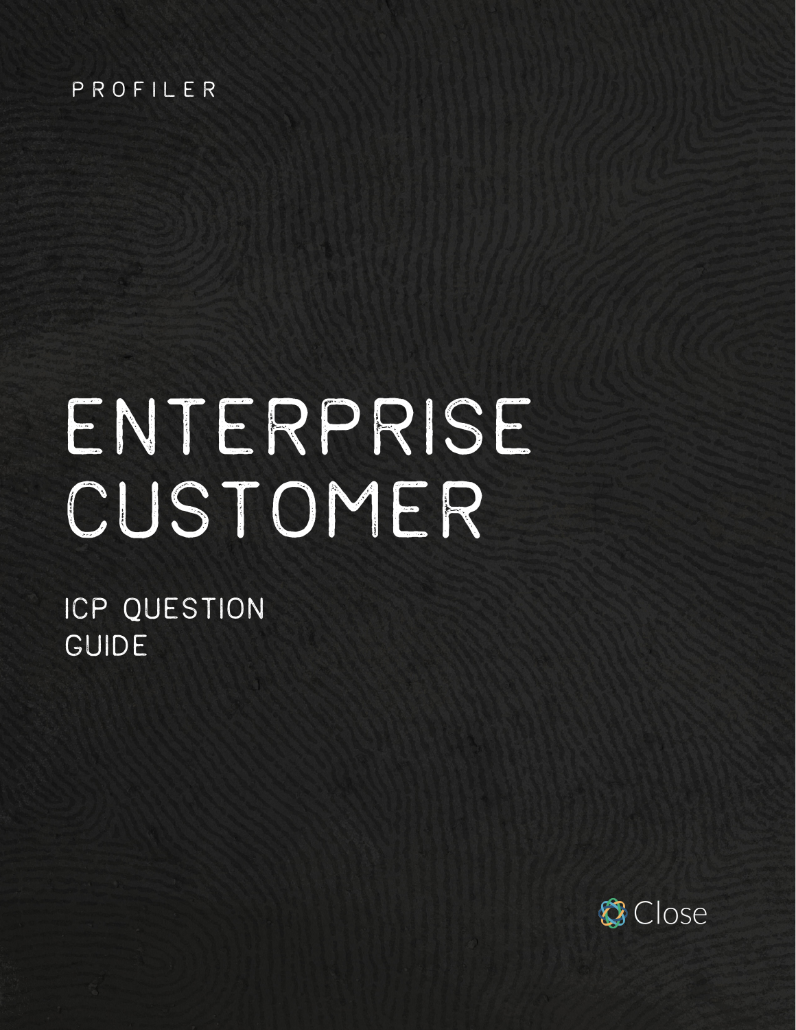PROFILER

# ENTERPRISE CUSTOMER

## ICP QUESTION GUIDE

Close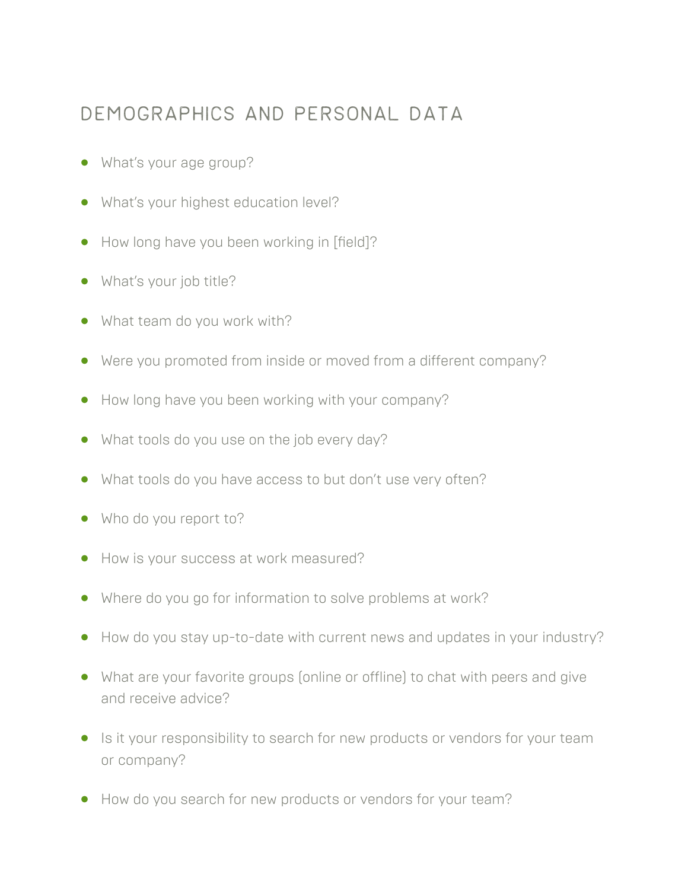## DEMOGRAPHICS AND PERSONAL DATA

- What's your age group?
- What's your highest education level?
- How long have you been working in [field]?
- What's your job title?
- What team do you work with?
- Were you promoted from inside or moved from a different company?
- How long have you been working with your company?
- What tools do you use on the job every day?
- What tools do you have access to but don't use very often?
- Who do you report to?
- How is your success at work measured?
- Where do you go for information to solve problems at work?
- How do you stay up-to-date with current news and updates in your industry?
- What are your favorite groups (online or offline) to chat with peers and give and receive advice?
- Is it your responsibility to search for new products or vendors for your team or company?
- How do you search for new products or vendors for your team?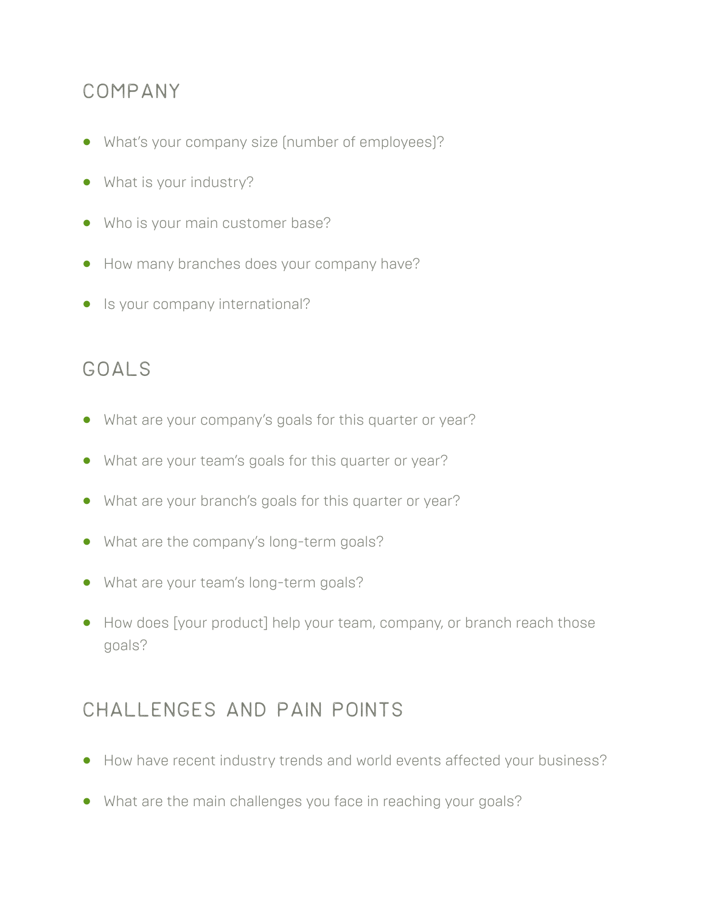## COMPANY

- What's your company size (number of employees)?
- What is your industry?
- Who is your main customer base?
- How many branches does your company have?
- Is your company international?

## GOALS

- What are your company's goals for this quarter or year?
- What are your team's goals for this quarter or year?
- What are your branch's goals for this quarter or year?
- What are the company's long-term goals?
- What are your team's long-term goals?
- How does [your product] help your team, company, or branch reach those goals?

## CHALLENGES AND PAIN POINTS

- How have recent industry trends and world events affected your business?
- What are the main challenges you face in reaching your goals?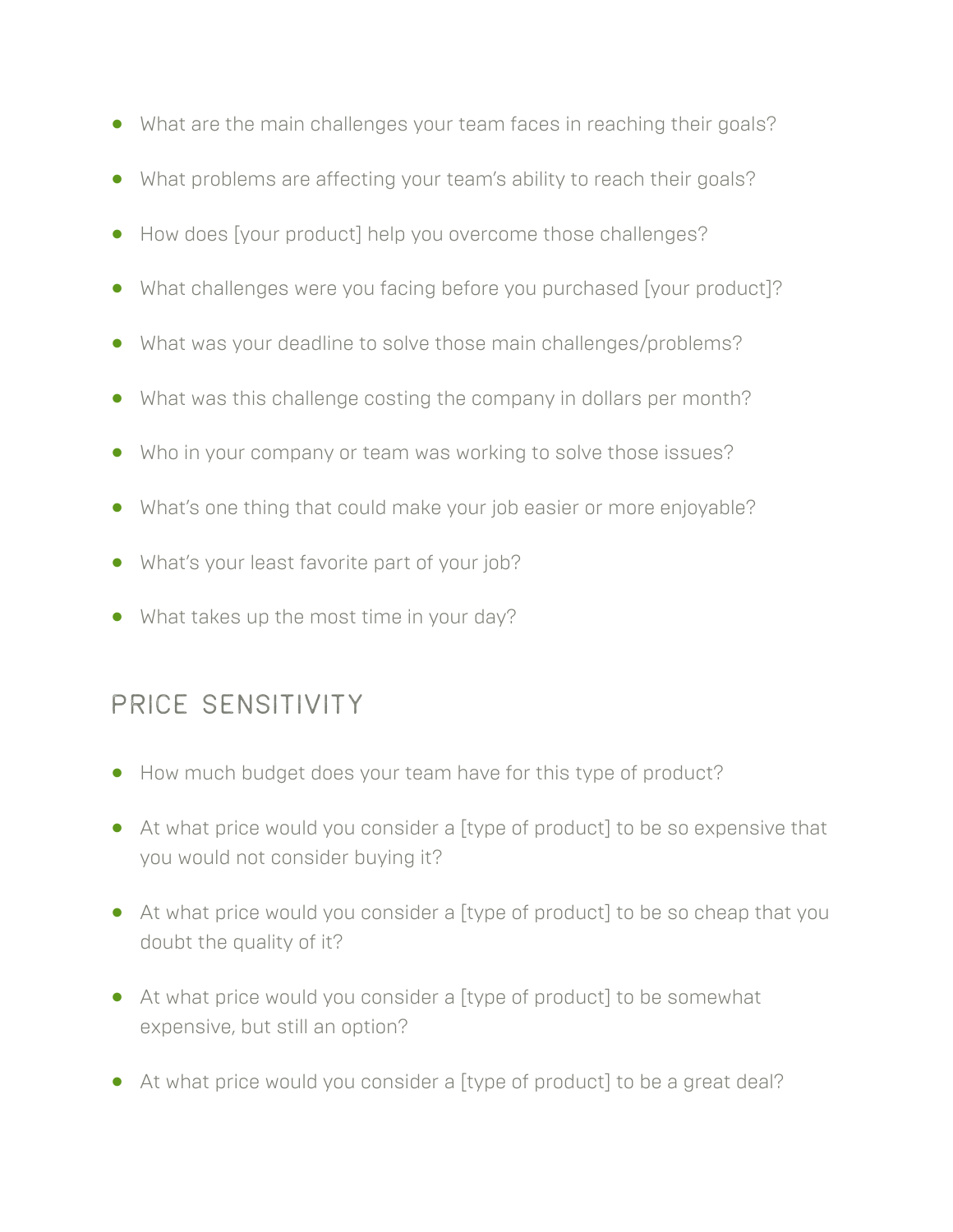- What are the main challenges your team faces in reaching their goals?
- What problems are affecting your team's ability to reach their goals?
- How does [your product] help you overcome those challenges?
- What challenges were you facing before you purchased [your product]?
- What was your deadline to solve those main challenges/problems?
- What was this challenge costing the company in dollars per month?
- Who in your company or team was working to solve those issues?
- What's one thing that could make your job easier or more enjoyable?
- What's your least favorite part of your job?
- What takes up the most time in your day?

## PRICE SENSITIVITY

- How much budget does your team have for this type of product?
- At what price would you consider a [type of product] to be so expensive that you would not consider buying it?
- At what price would you consider a [type of product] to be so cheap that you doubt the quality of it?
- At what price would you consider a [type of product] to be somewhat expensive, but still an option?
- At what price would you consider a [type of product] to be a great deal?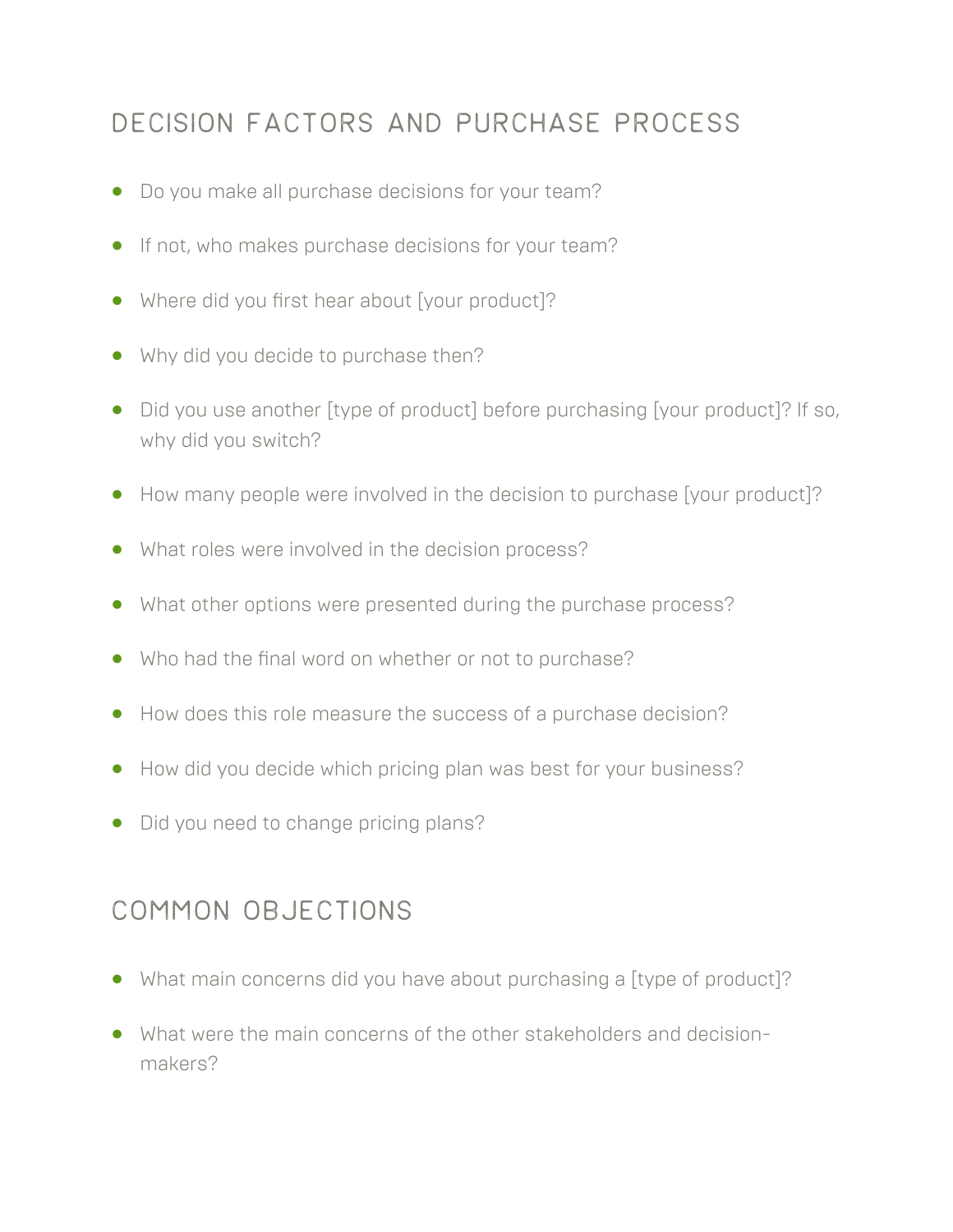## DECISION FACTORS AND PURCHASE PROCESS

- Do you make all purchase decisions for your team?
- If not, who makes purchase decisions for your team?
- Where did you first hear about [your product]?
- Why did you decide to purchase then?
- Did you use another [type of product] before purchasing [your product]? If so, why did you switch?
- How many people were involved in the decision to purchase [your product]?
- What roles were involved in the decision process?
- What other options were presented during the purchase process?
- Who had the final word on whether or not to purchase?
- How does this role measure the success of a purchase decision?
- How did you decide which pricing plan was best for your business?
- Did you need to change pricing plans?

## COMMON OBJECTIONS

- What main concerns did you have about purchasing a [type of product]?
- What were the main concerns of the other stakeholders and decision-makers?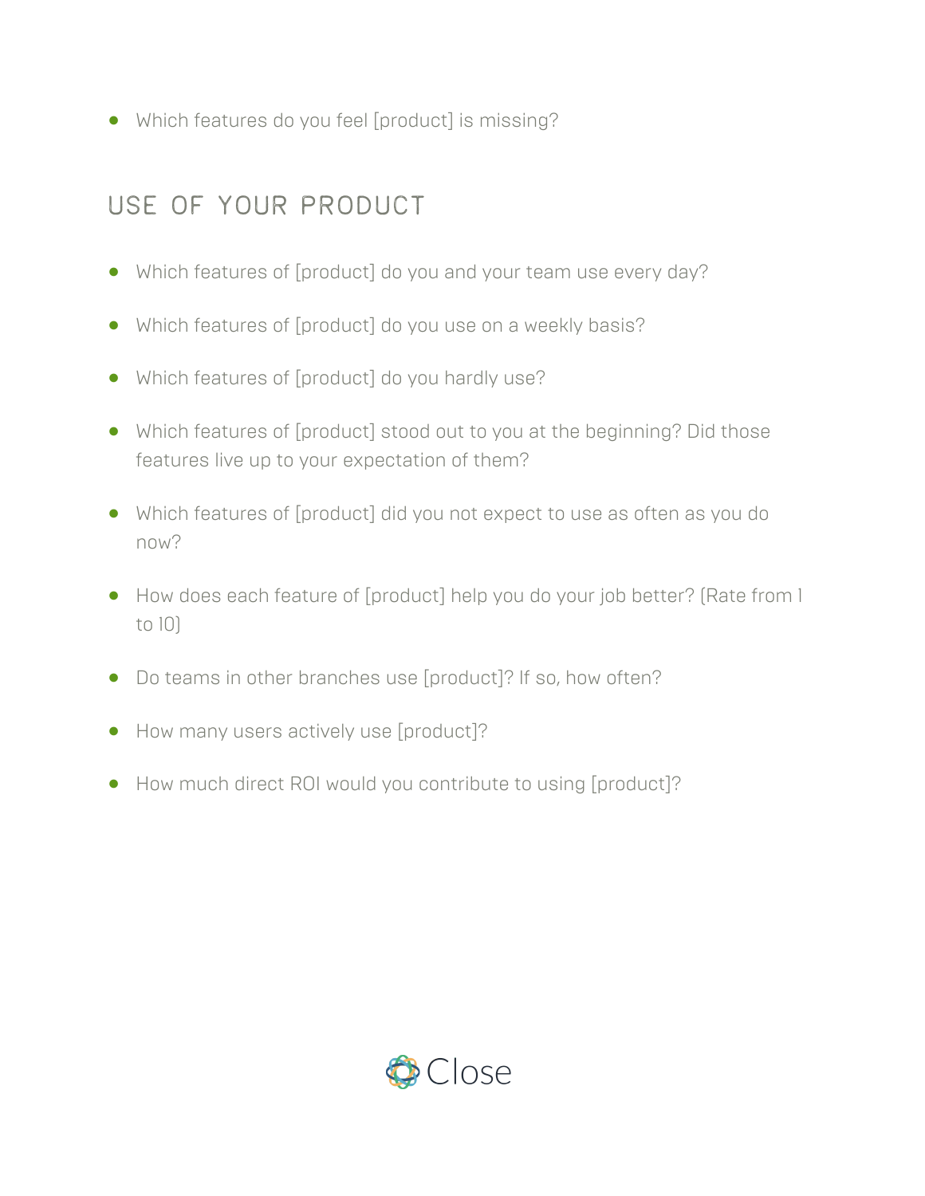- Which features do you feel [product] is missing?

## USE OF YOUR PRODUCT

- Which features of [product] do you and your team use every day?
- Which features of [product] do you use on a weekly basis?
- Which features of [product] do you hardly use?
- Which features of [product] stood out to you at the beginning? Did those features live up to your expectation of them?
- Which features of [product] did you not expect to use as often as you do now?
- How does each feature of [product] help you do your job better? (Rate from 1 to 10)
- Do teams in other branches use [product]? If so, how often?
- How many users actively use [product]?
- How much direct ROI would you contribute to using [product]?

Close